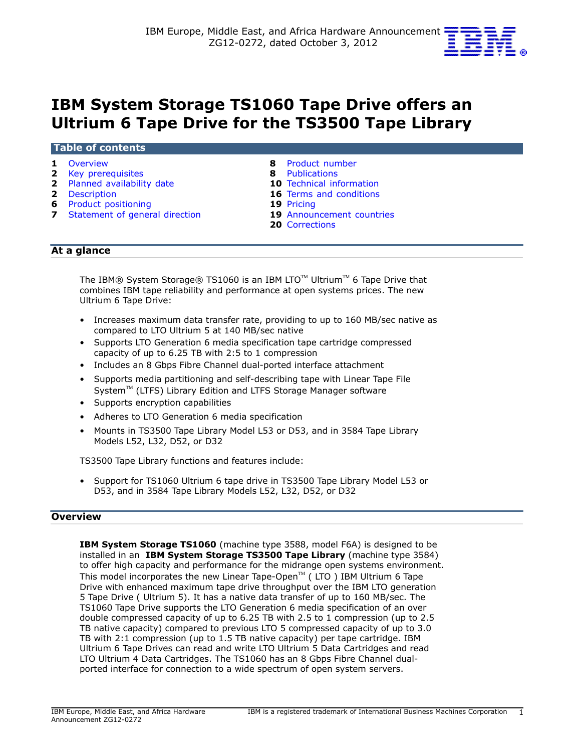IBM Europe, Middle East, and Africa Hardware Announcement
ZG12-0272, dated October 3, 2012

# IBM System Storage TS1060 Tape Drive offers an Ultrium 6 Tape Drive for the TS3500 Tape Library

## Table of contents

| | | | |
|---|---|---|---|
| 1 | Overview | 8 | Product number |
| 2 | Key prerequisites | 8 | Publications |
| 2 | Planned availability date | 10 | Technical information |
| 2 | Description | 16 | Terms and conditions |
| 6 | Product positioning | 19 | Pricing |
| 7 | Statement of general direction | 19 | Announcement countries |
| | | 20 | Corrections |

## At a glance

The IBM® System Storage® TS1060 is an IBM LTO™ Ultrium™ 6 Tape Drive that combines IBM tape reliability and performance at open systems prices. The new Ultrium 6 Tape Drive:

- Increases maximum data transfer rate, providing to up to 160 MB/sec native as compared to LTO Ultrium 5 at 140 MB/sec native
- Supports LTO Generation 6 media specification tape cartridge compressed capacity of up to 6.25 TB with 2:5 to 1 compression
- Includes an 8 Gbps Fibre Channel dual-ported interface attachment
- Supports media partitioning and self-describing tape with Linear Tape File System™ (LTFS) Library Edition and LTFS Storage Manager software
- Supports encryption capabilities
- Adheres to LTO Generation 6 media specification
- Mounts in TS3500 Tape Library Model L53 or D53, and in 3584 Tape Library Models L52, L32, D52, or D32

TS3500 Tape Library functions and features include:

- Support for TS1060 Ultrium 6 tape drive in TS3500 Tape Library Model L53 or D53, and in 3584 Tape Library Models L52, L32, D52, or D32

## Overview

**IBM System Storage TS1060** (machine type 3588, model F6A) is designed to be installed in an **IBM System Storage TS3500 Tape Library** (machine type 3584) to offer high capacity and performance for the midrange open systems environment. This model incorporates the new Linear Tape-Open™ ( LTO ) IBM Ultrium 6 Tape Drive with enhanced maximum tape drive throughput over the IBM LTO generation 5 Tape Drive ( Ultrium 5). It has a native data transfer of up to 160 MB/sec. The TS1060 Tape Drive supports the LTO Generation 6 media specification of an over double compressed capacity of up to 6.25 TB with 2.5 to 1 compression (up to 2.5 TB native capacity) compared to previous LTO 5 compressed capacity of up to 3.0 TB with 2:1 compression (up to 1.5 TB native capacity) per tape cartridge. IBM Ultrium 6 Tape Drives can read and write LTO Ultrium 5 Data Cartridges and read LTO Ultrium 4 Data Cartridges. The TS1060 has an 8 Gbps Fibre Channel dual-ported interface for connection to a wide spectrum of open system servers.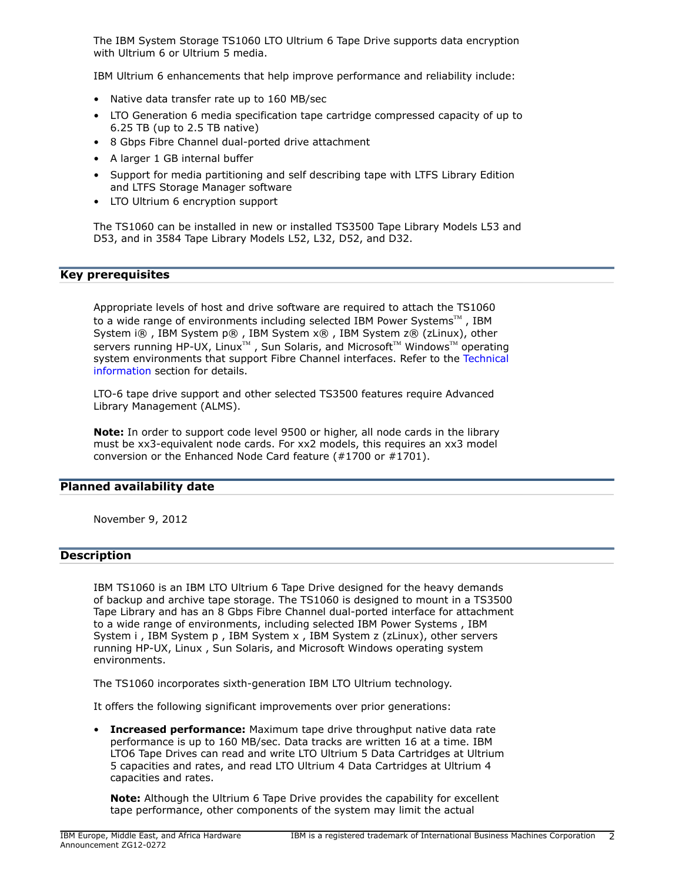The IBM System Storage TS1060 LTO Ultrium 6 Tape Drive supports data encryption with Ultrium 6 or Ultrium 5 media.

IBM Ultrium 6 enhancements that help improve performance and reliability include:

- Native data transfer rate up to 160 MB/sec
- LTO Generation 6 media specification tape cartridge compressed capacity of up to 6.25 TB (up to 2.5 TB native)
- 8 Gbps Fibre Channel dual-ported drive attachment
- A larger 1 GB internal buffer
- Support for media partitioning and self describing tape with LTFS Library Edition and LTFS Storage Manager software
- LTO Ultrium 6 encryption support

The TS1060 can be installed in new or installed TS3500 Tape Library Models L53 and D53, and in 3584 Tape Library Models L52, L32, D52, and D32.

## Key prerequisites

Appropriate levels of host and drive software are required to attach the TS1060 to a wide range of environments including selected IBM Power Systems™ , IBM System i® , IBM System p® , IBM System x® , IBM System z® (zLinux), other servers running HP-UX, Linux™ , Sun Solaris, and Microsoft™ Windows™ operating system environments that support Fibre Channel interfaces. Refer to the Technical information section for details.

LTO-6 tape drive support and other selected TS3500 features require Advanced Library Management (ALMS).

**Note:** In order to support code level 9500 or higher, all node cards in the library must be xx3-equivalent node cards. For xx2 models, this requires an xx3 model conversion or the Enhanced Node Card feature (#1700 or #1701).

## Planned availability date

November 9, 2012

## Description

IBM TS1060 is an IBM LTO Ultrium 6 Tape Drive designed for the heavy demands of backup and archive tape storage. The TS1060 is designed to mount in a TS3500 Tape Library and has an 8 Gbps Fibre Channel dual-ported interface for attachment to a wide range of environments, including selected IBM Power Systems , IBM System i , IBM System p , IBM System x , IBM System z (zLinux), other servers running HP-UX, Linux , Sun Solaris, and Microsoft Windows operating system environments.

The TS1060 incorporates sixth-generation IBM LTO Ultrium technology.

It offers the following significant improvements over prior generations:

- **Increased performance:** Maximum tape drive throughput native data rate performance is up to 160 MB/sec. Data tracks are written 16 at a time. IBM LTO6 Tape Drives can read and write LTO Ultrium 5 Data Cartridges at Ultrium 5 capacities and rates, and read LTO Ultrium 4 Data Cartridges at Ultrium 4 capacities and rates.

  **Note:** Although the Ultrium 6 Tape Drive provides the capability for excellent tape performance, other components of the system may limit the actual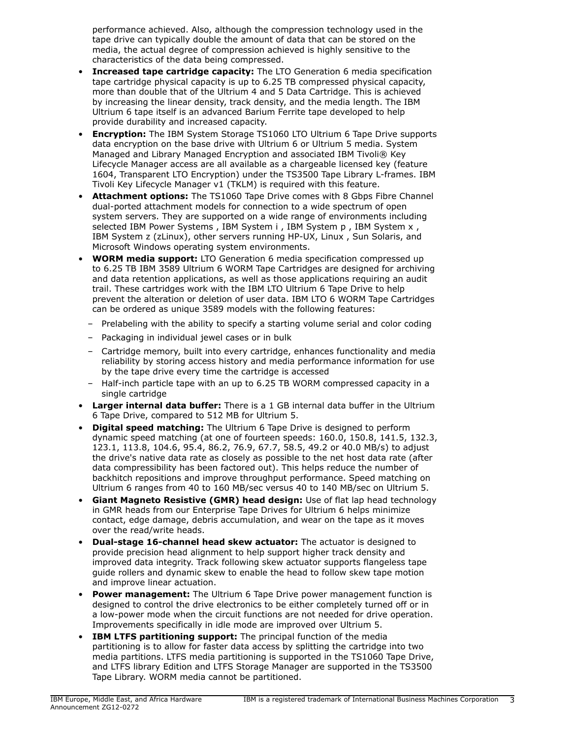performance achieved. Also, although the compression technology used in the tape drive can typically double the amount of data that can be stored on the media, the actual degree of compression achieved is highly sensitive to the characteristics of the data being compressed.

- **Increased tape cartridge capacity:** The LTO Generation 6 media specification tape cartridge physical capacity is up to 6.25 TB compressed physical capacity, more than double that of the Ultrium 4 and 5 Data Cartridge. This is achieved by increasing the linear density, track density, and the media length. The IBM Ultrium 6 tape itself is an advanced Barium Ferrite tape developed to help provide durability and increased capacity.
- **Encryption:** The IBM System Storage TS1060 LTO Ultrium 6 Tape Drive supports data encryption on the base drive with Ultrium 6 or Ultrium 5 media. System Managed and Library Managed Encryption and associated IBM Tivoli® Key Lifecycle Manager access are all available as a chargeable licensed key (feature 1604, Transparent LTO Encryption) under the TS3500 Tape Library L-frames. IBM Tivoli Key Lifecycle Manager v1 (TKLM) is required with this feature.
- **Attachment options:** The TS1060 Tape Drive comes with 8 Gbps Fibre Channel dual-ported attachment models for connection to a wide spectrum of open system servers. They are supported on a wide range of environments including selected IBM Power Systems , IBM System i , IBM System p , IBM System x , IBM System z (zLinux), other servers running HP-UX, Linux , Sun Solaris, and Microsoft Windows operating system environments.
- **WORM media support:** LTO Generation 6 media specification compressed up to 6.25 TB IBM 3589 Ultrium 6 WORM Tape Cartridges are designed for archiving and data retention applications, as well as those applications requiring an audit trail. These cartridges work with the IBM LTO Ultrium 6 Tape Drive to help prevent the alteration or deletion of user data. IBM LTO 6 WORM Tape Cartridges can be ordered as unique 3589 models with the following features:
  - Prelabeling with the ability to specify a starting volume serial and color coding
  - Packaging in individual jewel cases or in bulk
  - Cartridge memory, built into every cartridge, enhances functionality and media reliability by storing access history and media performance information for use by the tape drive every time the cartridge is accessed
  - Half-inch particle tape with an up to 6.25 TB WORM compressed capacity in a single cartridge
- **Larger internal data buffer:** There is a 1 GB internal data buffer in the Ultrium 6 Tape Drive, compared to 512 MB for Ultrium 5.
- **Digital speed matching:** The Ultrium 6 Tape Drive is designed to perform dynamic speed matching (at one of fourteen speeds: 160.0, 150.8, 141.5, 132.3, 123.1, 113.8, 104.6, 95.4, 86.2, 76.9, 67.7, 58.5, 49.2 or 40.0 MB/s) to adjust the drive's native data rate as closely as possible to the net host data rate (after data compressibility has been factored out). This helps reduce the number of backhitch repositions and improve throughput performance. Speed matching on Ultrium 6 ranges from 40 to 160 MB/sec versus 40 to 140 MB/sec on Ultrium 5.
- **Giant Magneto Resistive (GMR) head design:** Use of flat lap head technology in GMR heads from our Enterprise Tape Drives for Ultrium 6 helps minimize contact, edge damage, debris accumulation, and wear on the tape as it moves over the read/write heads.
- **Dual-stage 16-channel head skew actuator:** The actuator is designed to provide precision head alignment to help support higher track density and improved data integrity. Track following skew actuator supports flangeless tape guide rollers and dynamic skew to enable the head to follow skew tape motion and improve linear actuation.
- **Power management:** The Ultrium 6 Tape Drive power management function is designed to control the drive electronics to be either completely turned off or in a low-power mode when the circuit functions are not needed for drive operation. Improvements specifically in idle mode are improved over Ultrium 5.
- **IBM LTFS partitioning support:** The principal function of the media partitioning is to allow for faster data access by splitting the cartridge into two media partitions. LTFS media partitioning is supported in the TS1060 Tape Drive, and LTFS library Edition and LTFS Storage Manager are supported in the TS3500 Tape Library. WORM media cannot be partitioned.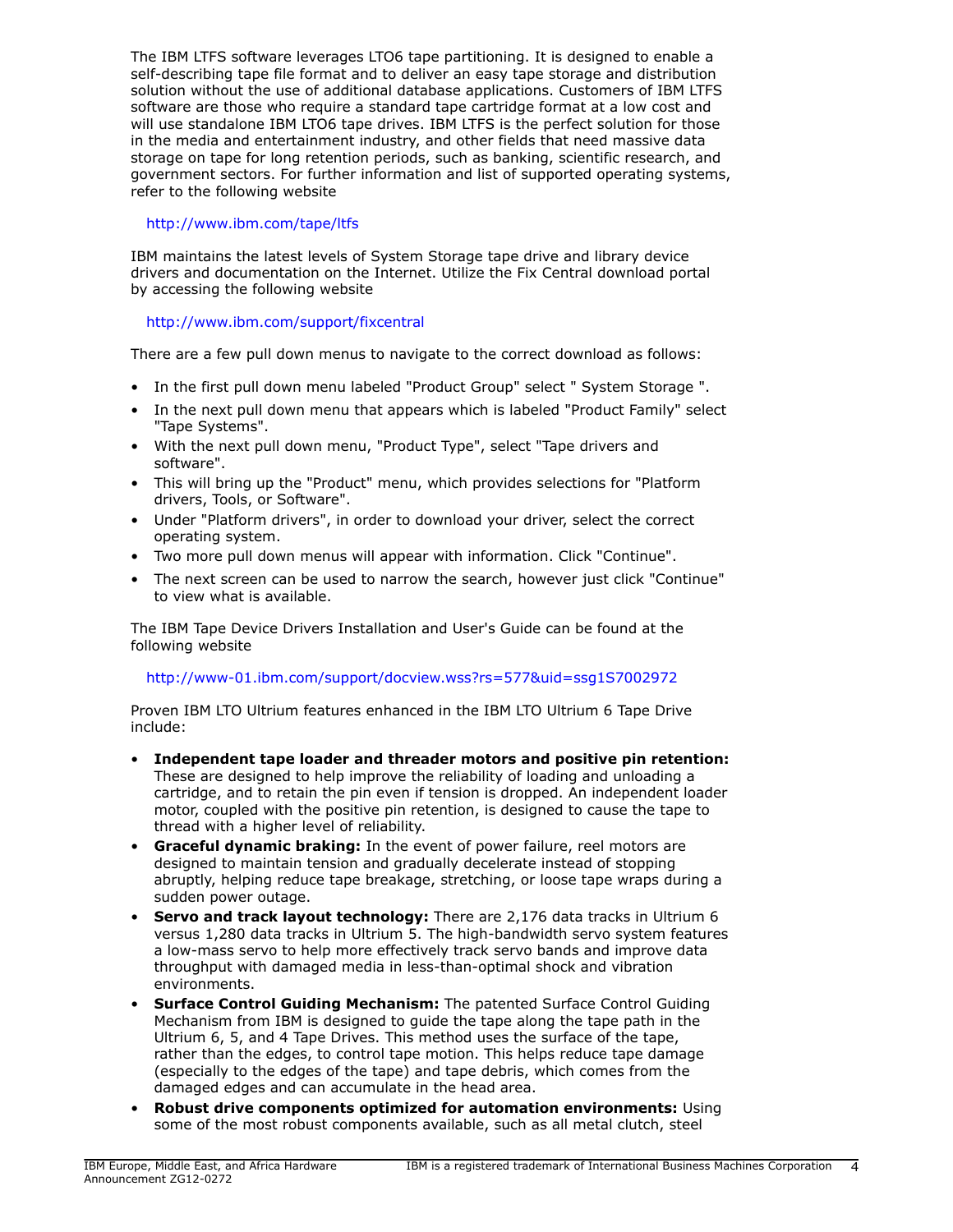The IBM LTFS software leverages LTO6 tape partitioning. It is designed to enable a self-describing tape file format and to deliver an easy tape storage and distribution solution without the use of additional database applications. Customers of IBM LTFS software are those who require a standard tape cartridge format at a low cost and will use standalone IBM LTO6 tape drives. IBM LTFS is the perfect solution for those in the media and entertainment industry, and other fields that need massive data storage on tape for long retention periods, such as banking, scientific research, and government sectors. For further information and list of supported operating systems, refer to the following website

http://www.ibm.com/tape/ltfs

IBM maintains the latest levels of System Storage tape drive and library device drivers and documentation on the Internet. Utilize the Fix Central download portal by accessing the following website

http://www.ibm.com/support/fixcentral

There are a few pull down menus to navigate to the correct download as follows:

- In the first pull down menu labeled "Product Group" select " System Storage ".
- In the next pull down menu that appears which is labeled "Product Family" select "Tape Systems".
- With the next pull down menu, "Product Type", select "Tape drivers and software".
- This will bring up the "Product" menu, which provides selections for "Platform drivers, Tools, or Software".
- Under "Platform drivers", in order to download your driver, select the correct operating system.
- Two more pull down menus will appear with information. Click "Continue".
- The next screen can be used to narrow the search, however just click "Continue" to view what is available.

The IBM Tape Device Drivers Installation and User's Guide can be found at the following website

http://www-01.ibm.com/support/docview.wss?rs=577&uid=ssg1S7002972

Proven IBM LTO Ultrium features enhanced in the IBM LTO Ultrium 6 Tape Drive include:

- **Independent tape loader and threader motors and positive pin retention:** These are designed to help improve the reliability of loading and unloading a cartridge, and to retain the pin even if tension is dropped. An independent loader motor, coupled with the positive pin retention, is designed to cause the tape to thread with a higher level of reliability.
- **Graceful dynamic braking:** In the event of power failure, reel motors are designed to maintain tension and gradually decelerate instead of stopping abruptly, helping reduce tape breakage, stretching, or loose tape wraps during a sudden power outage.
- **Servo and track layout technology:** There are 2,176 data tracks in Ultrium 6 versus 1,280 data tracks in Ultrium 5. The high-bandwidth servo system features a low-mass servo to help more effectively track servo bands and improve data throughput with damaged media in less-than-optimal shock and vibration environments.
- **Surface Control Guiding Mechanism:** The patented Surface Control Guiding Mechanism from IBM is designed to guide the tape along the tape path in the Ultrium 6, 5, and 4 Tape Drives. This method uses the surface of the tape, rather than the edges, to control tape motion. This helps reduce tape damage (especially to the edges of the tape) and tape debris, which comes from the damaged edges and can accumulate in the head area.
- **Robust drive components optimized for automation environments:** Using some of the most robust components available, such as all metal clutch, steel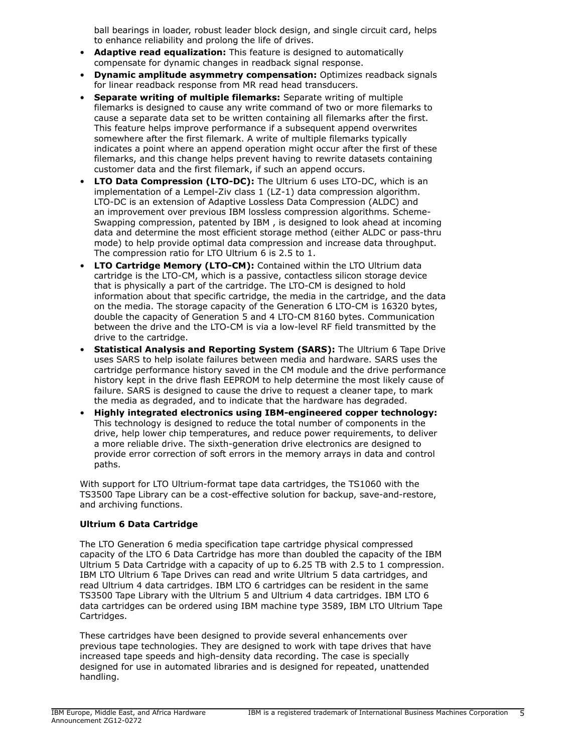ball bearings in loader, robust leader block design, and single circuit card, helps to enhance reliability and prolong the life of drives.

- **Adaptive read equalization:** This feature is designed to automatically compensate for dynamic changes in readback signal response.
- **Dynamic amplitude asymmetry compensation:** Optimizes readback signals for linear readback response from MR read head transducers.
- **Separate writing of multiple filemarks:** Separate writing of multiple filemarks is designed to cause any write command of two or more filemarks to cause a separate data set to be written containing all filemarks after the first. This feature helps improve performance if a subsequent append overwrites somewhere after the first filemark. A write of multiple filemarks typically indicates a point where an append operation might occur after the first of these filemarks, and this change helps prevent having to rewrite datasets containing customer data and the first filemark, if such an append occurs.
- **LTO Data Compression (LTO-DC):** The Ultrium 6 uses LTO-DC, which is an implementation of a Lempel-Ziv class 1 (LZ-1) data compression algorithm. LTO-DC is an extension of Adaptive Lossless Data Compression (ALDC) and an improvement over previous IBM lossless compression algorithms. Scheme-Swapping compression, patented by IBM , is designed to look ahead at incoming data and determine the most efficient storage method (either ALDC or pass-thru mode) to help provide optimal data compression and increase data throughput. The compression ratio for LTO Ultrium 6 is 2.5 to 1.
- **LTO Cartridge Memory (LTO-CM):** Contained within the LTO Ultrium data cartridge is the LTO-CM, which is a passive, contactless silicon storage device that is physically a part of the cartridge. The LTO-CM is designed to hold information about that specific cartridge, the media in the cartridge, and the data on the media. The storage capacity of the Generation 6 LTO-CM is 16320 bytes, double the capacity of Generation 5 and 4 LTO-CM 8160 bytes. Communication between the drive and the LTO-CM is via a low-level RF field transmitted by the drive to the cartridge.
- **Statistical Analysis and Reporting System (SARS):** The Ultrium 6 Tape Drive uses SARS to help isolate failures between media and hardware. SARS uses the cartridge performance history saved in the CM module and the drive performance history kept in the drive flash EEPROM to help determine the most likely cause of failure. SARS is designed to cause the drive to request a cleaner tape, to mark the media as degraded, and to indicate that the hardware has degraded.
- **Highly integrated electronics using IBM-engineered copper technology:** This technology is designed to reduce the total number of components in the drive, help lower chip temperatures, and reduce power requirements, to deliver a more reliable drive. The sixth-generation drive electronics are designed to provide error correction of soft errors in the memory arrays in data and control paths.

With support for LTO Ultrium-format tape data cartridges, the TS1060 with the TS3500 Tape Library can be a cost-effective solution for backup, save-and-restore, and archiving functions.

**Ultrium 6 Data Cartridge**

The LTO Generation 6 media specification tape cartridge physical compressed capacity of the LTO 6 Data Cartridge has more than doubled the capacity of the IBM Ultrium 5 Data Cartridge with a capacity of up to 6.25 TB with 2.5 to 1 compression. IBM LTO Ultrium 6 Tape Drives can read and write Ultrium 5 data cartridges, and read Ultrium 4 data cartridges. IBM LTO 6 cartridges can be resident in the same TS3500 Tape Library with the Ultrium 5 and Ultrium 4 data cartridges. IBM LTO 6 data cartridges can be ordered using IBM machine type 3589, IBM LTO Ultrium Tape Cartridges.

These cartridges have been designed to provide several enhancements over previous tape technologies. They are designed to work with tape drives that have increased tape speeds and high-density data recording. The case is specially designed for use in automated libraries and is designed for repeated, unattended handling.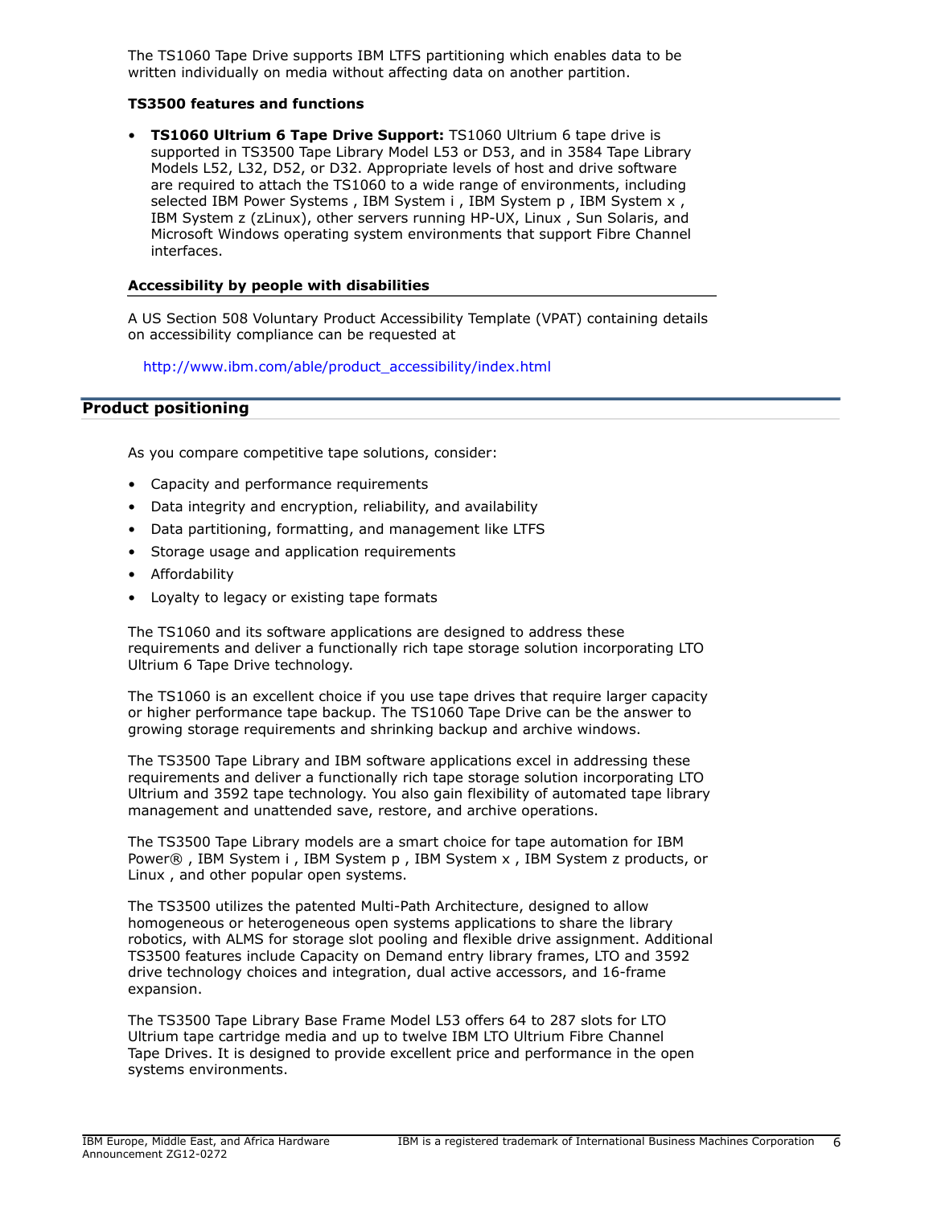The TS1060 Tape Drive supports IBM LTFS partitioning which enables data to be written individually on media without affecting data on another partition.

**TS3500 features and functions**

- **TS1060 Ultrium 6 Tape Drive Support:** TS1060 Ultrium 6 tape drive is supported in TS3500 Tape Library Model L53 or D53, and in 3584 Tape Library Models L52, L32, D52, or D32. Appropriate levels of host and drive software are required to attach the TS1060 to a wide range of environments, including selected IBM Power Systems , IBM System i , IBM System p , IBM System x , IBM System z (zLinux), other servers running HP-UX, Linux , Sun Solaris, and Microsoft Windows operating system environments that support Fibre Channel interfaces.

### Accessibility by people with disabilities

A US Section 508 Voluntary Product Accessibility Template (VPAT) containing details on accessibility compliance can be requested at

http://www.ibm.com/able/product_accessibility/index.html

## Product positioning

As you compare competitive tape solutions, consider:

- Capacity and performance requirements
- Data integrity and encryption, reliability, and availability
- Data partitioning, formatting, and management like LTFS
- Storage usage and application requirements
- Affordability
- Loyalty to legacy or existing tape formats

The TS1060 and its software applications are designed to address these requirements and deliver a functionally rich tape storage solution incorporating LTO Ultrium 6 Tape Drive technology.

The TS1060 is an excellent choice if you use tape drives that require larger capacity or higher performance tape backup. The TS1060 Tape Drive can be the answer to growing storage requirements and shrinking backup and archive windows.

The TS3500 Tape Library and IBM software applications excel in addressing these requirements and deliver a functionally rich tape storage solution incorporating LTO Ultrium and 3592 tape technology. You also gain flexibility of automated tape library management and unattended save, restore, and archive operations.

The TS3500 Tape Library models are a smart choice for tape automation for IBM Power® , IBM System i , IBM System p , IBM System x , IBM System z products, or Linux , and other popular open systems.

The TS3500 utilizes the patented Multi-Path Architecture, designed to allow homogeneous or heterogeneous open systems applications to share the library robotics, with ALMS for storage slot pooling and flexible drive assignment. Additional TS3500 features include Capacity on Demand entry library frames, LTO and 3592 drive technology choices and integration, dual active accessors, and 16-frame expansion.

The TS3500 Tape Library Base Frame Model L53 offers 64 to 287 slots for LTO Ultrium tape cartridge media and up to twelve IBM LTO Ultrium Fibre Channel Tape Drives. It is designed to provide excellent price and performance in the open systems environments.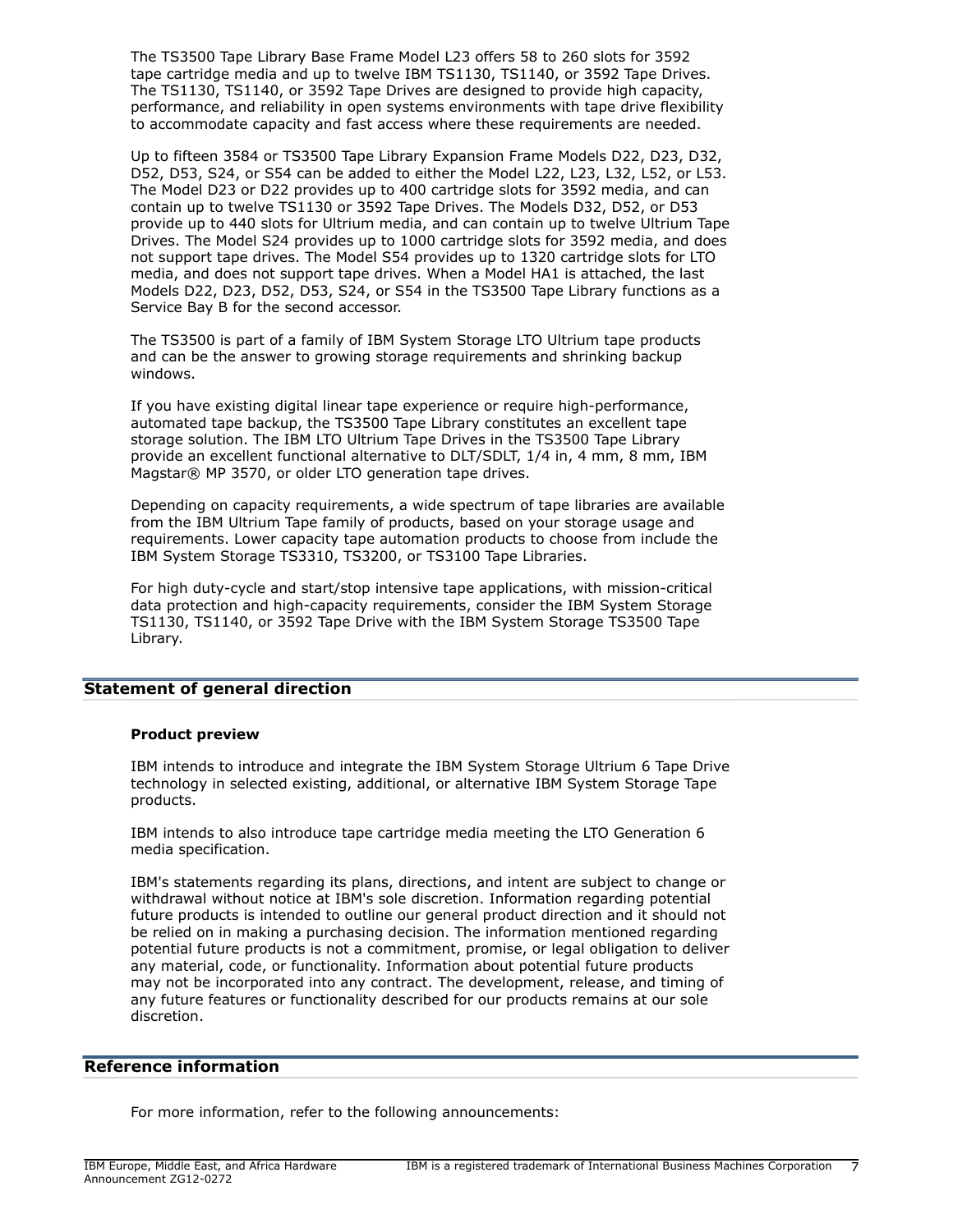The TS3500 Tape Library Base Frame Model L23 offers 58 to 260 slots for 3592 tape cartridge media and up to twelve IBM TS1130, TS1140, or 3592 Tape Drives. The TS1130, TS1140, or 3592 Tape Drives are designed to provide high capacity, performance, and reliability in open systems environments with tape drive flexibility to accommodate capacity and fast access where these requirements are needed.

Up to fifteen 3584 or TS3500 Tape Library Expansion Frame Models D22, D23, D32, D52, D53, S24, or S54 can be added to either the Model L22, L23, L32, L52, or L53. The Model D23 or D22 provides up to 400 cartridge slots for 3592 media, and can contain up to twelve TS1130 or 3592 Tape Drives. The Models D32, D52, or D53 provide up to 440 slots for Ultrium media, and can contain up to twelve Ultrium Tape Drives. The Model S24 provides up to 1000 cartridge slots for 3592 media, and does not support tape drives. The Model S54 provides up to 1320 cartridge slots for LTO media, and does not support tape drives. When a Model HA1 is attached, the last Models D22, D23, D52, D53, S24, or S54 in the TS3500 Tape Library functions as a Service Bay B for the second accessor.

The TS3500 is part of a family of IBM System Storage LTO Ultrium tape products and can be the answer to growing storage requirements and shrinking backup windows.

If you have existing digital linear tape experience or require high-performance, automated tape backup, the TS3500 Tape Library constitutes an excellent tape storage solution. The IBM LTO Ultrium Tape Drives in the TS3500 Tape Library provide an excellent functional alternative to DLT/SDLT, 1/4 in, 4 mm, 8 mm, IBM Magstar® MP 3570, or older LTO generation tape drives.

Depending on capacity requirements, a wide spectrum of tape libraries are available from the IBM Ultrium Tape family of products, based on your storage usage and requirements. Lower capacity tape automation products to choose from include the IBM System Storage TS3310, TS3200, or TS3100 Tape Libraries.

For high duty-cycle and start/stop intensive tape applications, with mission-critical data protection and high-capacity requirements, consider the IBM System Storage TS1130, TS1140, or 3592 Tape Drive with the IBM System Storage TS3500 Tape Library.

## Statement of general direction

### Product preview

IBM intends to introduce and integrate the IBM System Storage Ultrium 6 Tape Drive technology in selected existing, additional, or alternative IBM System Storage Tape products.

IBM intends to also introduce tape cartridge media meeting the LTO Generation 6 media specification.

IBM's statements regarding its plans, directions, and intent are subject to change or withdrawal without notice at IBM's sole discretion. Information regarding potential future products is intended to outline our general product direction and it should not be relied on in making a purchasing decision. The information mentioned regarding potential future products is not a commitment, promise, or legal obligation to deliver any material, code, or functionality. Information about potential future products may not be incorporated into any contract. The development, release, and timing of any future features or functionality described for our products remains at our sole discretion.

## Reference information

For more information, refer to the following announcements: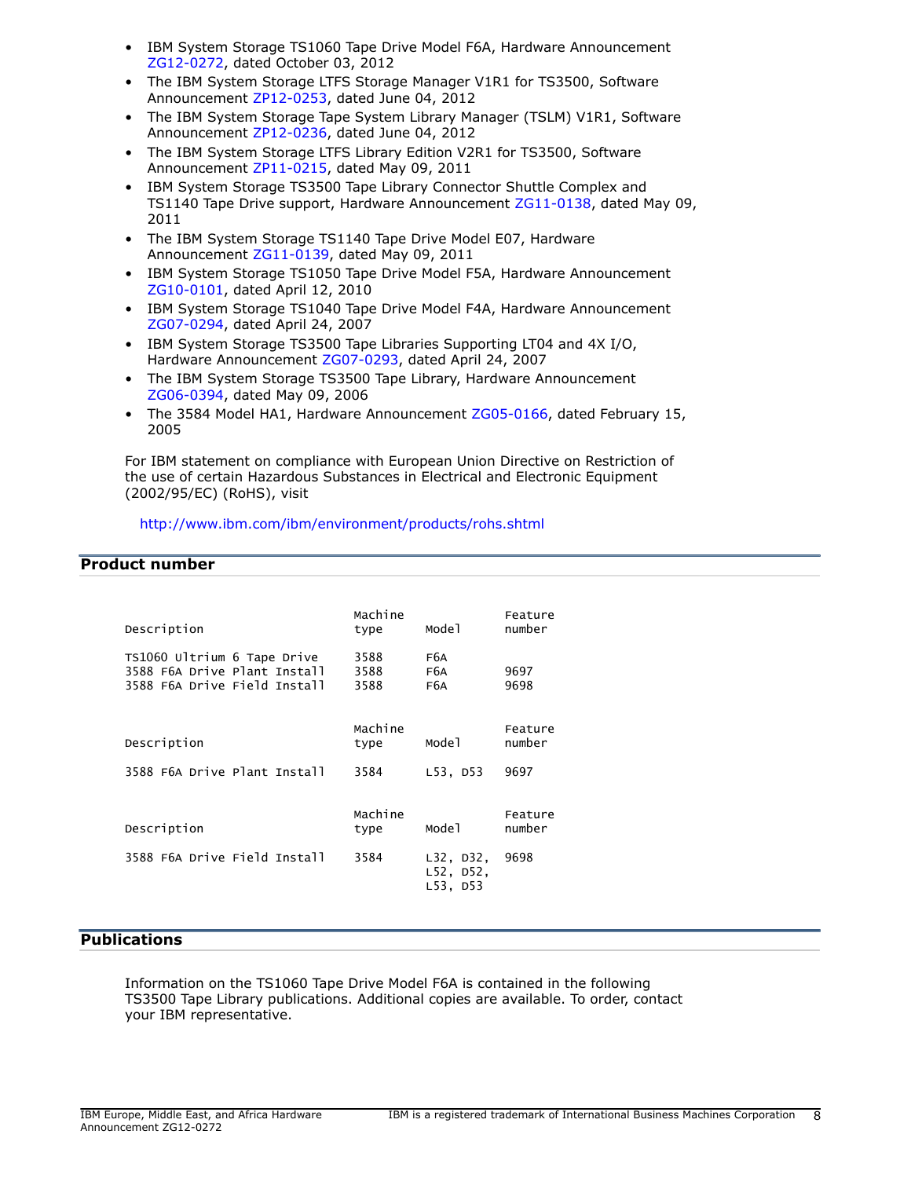- IBM System Storage TS1060 Tape Drive Model F6A, Hardware Announcement ZG12-0272, dated October 03, 2012
- The IBM System Storage LTFS Storage Manager V1R1 for TS3500, Software Announcement ZP12-0253, dated June 04, 2012
- The IBM System Storage Tape System Library Manager (TSLM) V1R1, Software Announcement ZP12-0236, dated June 04, 2012
- The IBM System Storage LTFS Library Edition V2R1 for TS3500, Software Announcement ZP11-0215, dated May 09, 2011
- IBM System Storage TS3500 Tape Library Connector Shuttle Complex and TS1140 Tape Drive support, Hardware Announcement ZG11-0138, dated May 09, 2011
- The IBM System Storage TS1140 Tape Drive Model E07, Hardware Announcement ZG11-0139, dated May 09, 2011
- IBM System Storage TS1050 Tape Drive Model F5A, Hardware Announcement ZG10-0101, dated April 12, 2010
- IBM System Storage TS1040 Tape Drive Model F4A, Hardware Announcement ZG07-0294, dated April 24, 2007
- IBM System Storage TS3500 Tape Libraries Supporting LT04 and 4X I/O, Hardware Announcement ZG07-0293, dated April 24, 2007
- The IBM System Storage TS3500 Tape Library, Hardware Announcement ZG06-0394, dated May 09, 2006
- The 3584 Model HA1, Hardware Announcement ZG05-0166, dated February 15, 2005

For IBM statement on compliance with European Union Directive on Restriction of the use of certain Hazardous Substances in Electrical and Electronic Equipment (2002/95/EC) (RoHS), visit

http://www.ibm.com/ibm/environment/products/rohs.shtml

## Product number

| Description | Machine type | Model | Feature number |
|---|---|---|---|
| TS1060 Ultrium 6 Tape Drive | 3588 | F6A | |
| 3588 F6A Drive Plant Install | 3588 | F6A | 9697 |
| 3588 F6A Drive Field Install | 3588 | F6A | 9698 |

| Description | Machine type | Model | Feature number |
|---|---|---|---|
| 3588 F6A Drive Plant Install | 3584 | L53, D53 | 9697 |

| Description | Machine type | Model | Feature number |
|---|---|---|---|
| 3588 F6A Drive Field Install | 3584 | L32, D32, L52, D52, L53, D53 | 9698 |

## Publications

Information on the TS1060 Tape Drive Model F6A is contained in the following TS3500 Tape Library publications. Additional copies are available. To order, contact your IBM representative.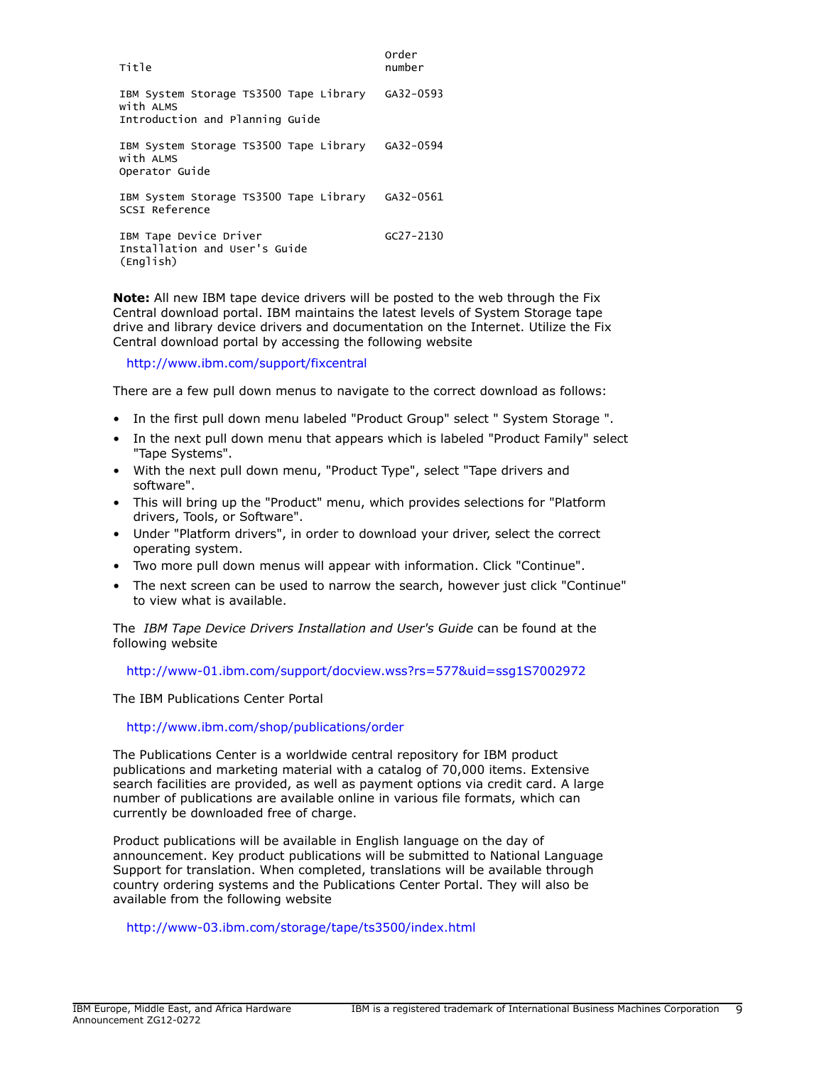| Title | Order number |
|---|---|
| IBM System Storage TS3500 Tape Library with ALMS Introduction and Planning Guide | GA32-0593 |
| IBM System Storage TS3500 Tape Library with ALMS Operator Guide | GA32-0594 |
| IBM System Storage TS3500 Tape Library SCSI Reference | GA32-0561 |
| IBM Tape Device Driver Installation and User's Guide (English) | GC27-2130 |

**Note:** All new IBM tape device drivers will be posted to the web through the Fix Central download portal. IBM maintains the latest levels of System Storage tape drive and library device drivers and documentation on the Internet. Utilize the Fix Central download portal by accessing the following website

http://www.ibm.com/support/fixcentral

There are a few pull down menus to navigate to the correct download as follows:

- In the first pull down menu labeled "Product Group" select " System Storage ".
- In the next pull down menu that appears which is labeled "Product Family" select "Tape Systems".
- With the next pull down menu, "Product Type", select "Tape drivers and software".
- This will bring up the "Product" menu, which provides selections for "Platform drivers, Tools, or Software".
- Under "Platform drivers", in order to download your driver, select the correct operating system.
- Two more pull down menus will appear with information. Click "Continue".
- The next screen can be used to narrow the search, however just click "Continue" to view what is available.

The *IBM Tape Device Drivers Installation and User's Guide* can be found at the following website

http://www-01.ibm.com/support/docview.wss?rs=577&uid=ssg1S7002972

The IBM Publications Center Portal

http://www.ibm.com/shop/publications/order

The Publications Center is a worldwide central repository for IBM product publications and marketing material with a catalog of 70,000 items. Extensive search facilities are provided, as well as payment options via credit card. A large number of publications are available online in various file formats, which can currently be downloaded free of charge.

Product publications will be available in English language on the day of announcement. Key product publications will be submitted to National Language Support for translation. When completed, translations will be available through country ordering systems and the Publications Center Portal. They will also be available from the following website

http://www-03.ibm.com/storage/tape/ts3500/index.html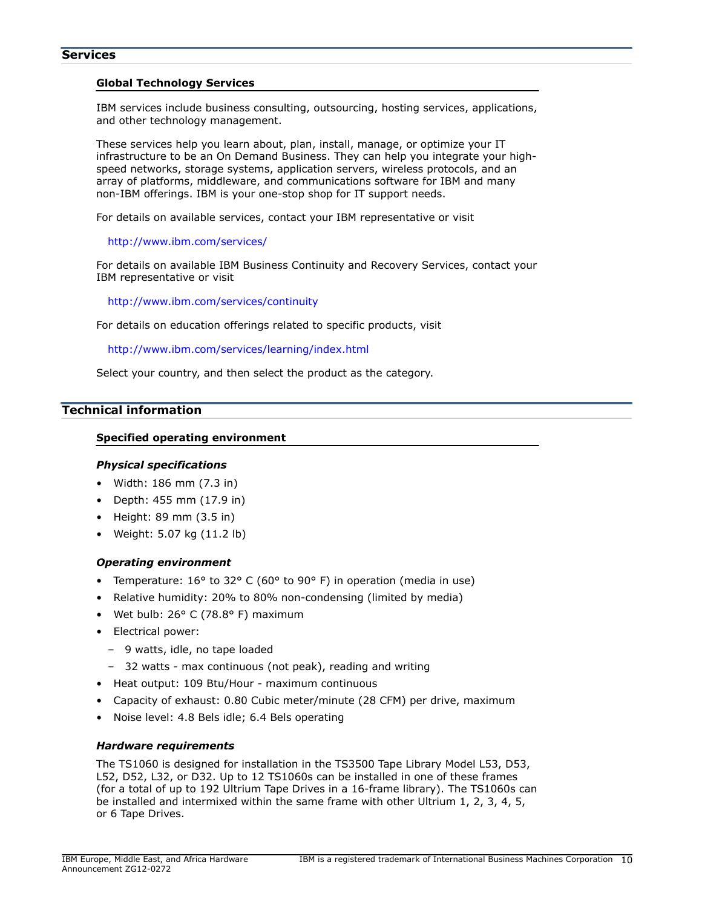## Services

### Global Technology Services

IBM services include business consulting, outsourcing, hosting services, applications, and other technology management.

These services help you learn about, plan, install, manage, or optimize your IT infrastructure to be an On Demand Business. They can help you integrate your high-speed networks, storage systems, application servers, wireless protocols, and an array of platforms, middleware, and communications software for IBM and many non-IBM offerings. IBM is your one-stop shop for IT support needs.

For details on available services, contact your IBM representative or visit

http://www.ibm.com/services/

For details on available IBM Business Continuity and Recovery Services, contact your IBM representative or visit

http://www.ibm.com/services/continuity

For details on education offerings related to specific products, visit

http://www.ibm.com/services/learning/index.html

Select your country, and then select the product as the category.

## Technical information

### Specified operating environment

#### *Physical specifications*

- Width: 186 mm (7.3 in)
- Depth: 455 mm (17.9 in)
- Height: 89 mm (3.5 in)
- Weight: 5.07 kg (11.2 lb)

#### *Operating environment*

- Temperature: 16° to 32° C (60° to 90° F) in operation (media in use)
- Relative humidity: 20% to 80% non-condensing (limited by media)
- Wet bulb: 26° C (78.8° F) maximum
- Electrical power:
  - 9 watts, idle, no tape loaded
  - 32 watts - max continuous (not peak), reading and writing
- Heat output: 109 Btu/Hour - maximum continuous
- Capacity of exhaust: 0.80 Cubic meter/minute (28 CFM) per drive, maximum
- Noise level: 4.8 Bels idle; 6.4 Bels operating

#### *Hardware requirements*

The TS1060 is designed for installation in the TS3500 Tape Library Model L53, D53, L52, D52, L32, or D32. Up to 12 TS1060s can be installed in one of these frames (for a total of up to 192 Ultrium Tape Drives in a 16-frame library). The TS1060s can be installed and intermixed within the same frame with other Ultrium 1, 2, 3, 4, 5, or 6 Tape Drives.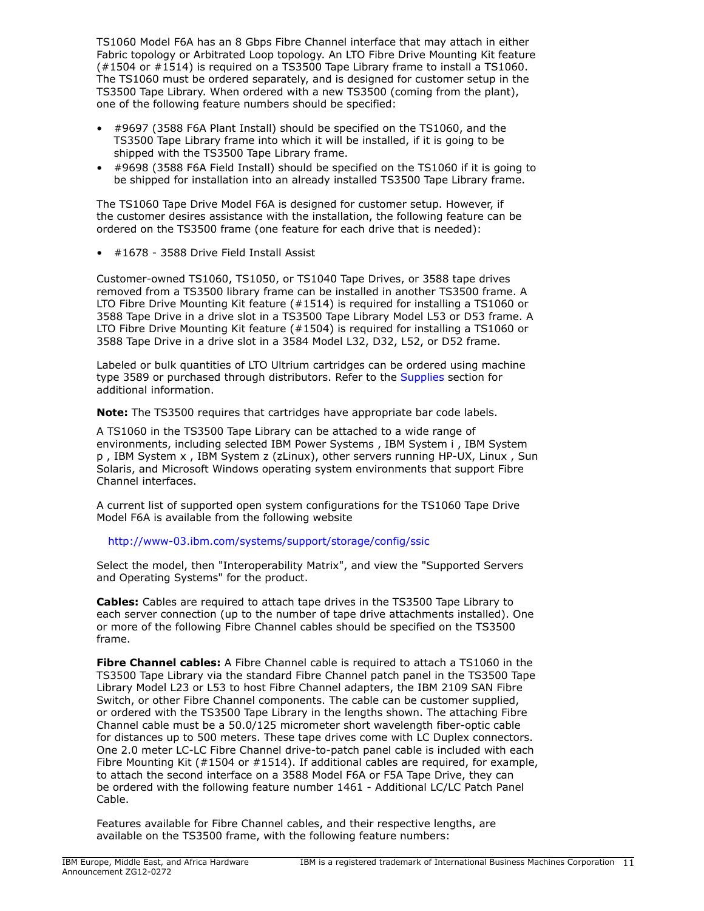TS1060 Model F6A has an 8 Gbps Fibre Channel interface that may attach in either Fabric topology or Arbitrated Loop topology. An LTO Fibre Drive Mounting Kit feature (#1504 or #1514) is required on a TS3500 Tape Library frame to install a TS1060. The TS1060 must be ordered separately, and is designed for customer setup in the TS3500 Tape Library. When ordered with a new TS3500 (coming from the plant), one of the following feature numbers should be specified:

- #9697 (3588 F6A Plant Install) should be specified on the TS1060, and the TS3500 Tape Library frame into which it will be installed, if it is going to be shipped with the TS3500 Tape Library frame.
- #9698 (3588 F6A Field Install) should be specified on the TS1060 if it is going to be shipped for installation into an already installed TS3500 Tape Library frame.

The TS1060 Tape Drive Model F6A is designed for customer setup. However, if the customer desires assistance with the installation, the following feature can be ordered on the TS3500 frame (one feature for each drive that is needed):

- #1678 - 3588 Drive Field Install Assist

Customer-owned TS1060, TS1050, or TS1040 Tape Drives, or 3588 tape drives removed from a TS3500 library frame can be installed in another TS3500 frame. A LTO Fibre Drive Mounting Kit feature (#1514) is required for installing a TS1060 or 3588 Tape Drive in a drive slot in a TS3500 Tape Library Model L53 or D53 frame. A LTO Fibre Drive Mounting Kit feature (#1504) is required for installing a TS1060 or 3588 Tape Drive in a drive slot in a 3584 Model L32, D32, L52, or D52 frame.

Labeled or bulk quantities of LTO Ultrium cartridges can be ordered using machine type 3589 or purchased through distributors. Refer to the Supplies section for additional information.

**Note:** The TS3500 requires that cartridges have appropriate bar code labels.

A TS1060 in the TS3500 Tape Library can be attached to a wide range of environments, including selected IBM Power Systems , IBM System i , IBM System p , IBM System x , IBM System z (zLinux), other servers running HP-UX, Linux , Sun Solaris, and Microsoft Windows operating system environments that support Fibre Channel interfaces.

A current list of supported open system configurations for the TS1060 Tape Drive Model F6A is available from the following website

http://www-03.ibm.com/systems/support/storage/config/ssic

Select the model, then "Interoperability Matrix", and view the "Supported Servers and Operating Systems" for the product.

**Cables:** Cables are required to attach tape drives in the TS3500 Tape Library to each server connection (up to the number of tape drive attachments installed). One or more of the following Fibre Channel cables should be specified on the TS3500 frame.

**Fibre Channel cables:** A Fibre Channel cable is required to attach a TS1060 in the TS3500 Tape Library via the standard Fibre Channel patch panel in the TS3500 Tape Library Model L23 or L53 to host Fibre Channel adapters, the IBM 2109 SAN Fibre Switch, or other Fibre Channel components. The cable can be customer supplied, or ordered with the TS3500 Tape Library in the lengths shown. The attaching Fibre Channel cable must be a 50.0/125 micrometer short wavelength fiber-optic cable for distances up to 500 meters. These tape drives come with LC Duplex connectors. One 2.0 meter LC-LC Fibre Channel drive-to-patch panel cable is included with each Fibre Mounting Kit (#1504 or #1514). If additional cables are required, for example, to attach the second interface on a 3588 Model F6A or F5A Tape Drive, they can be ordered with the following feature number 1461 - Additional LC/LC Patch Panel Cable.

Features available for Fibre Channel cables, and their respective lengths, are available on the TS3500 frame, with the following feature numbers: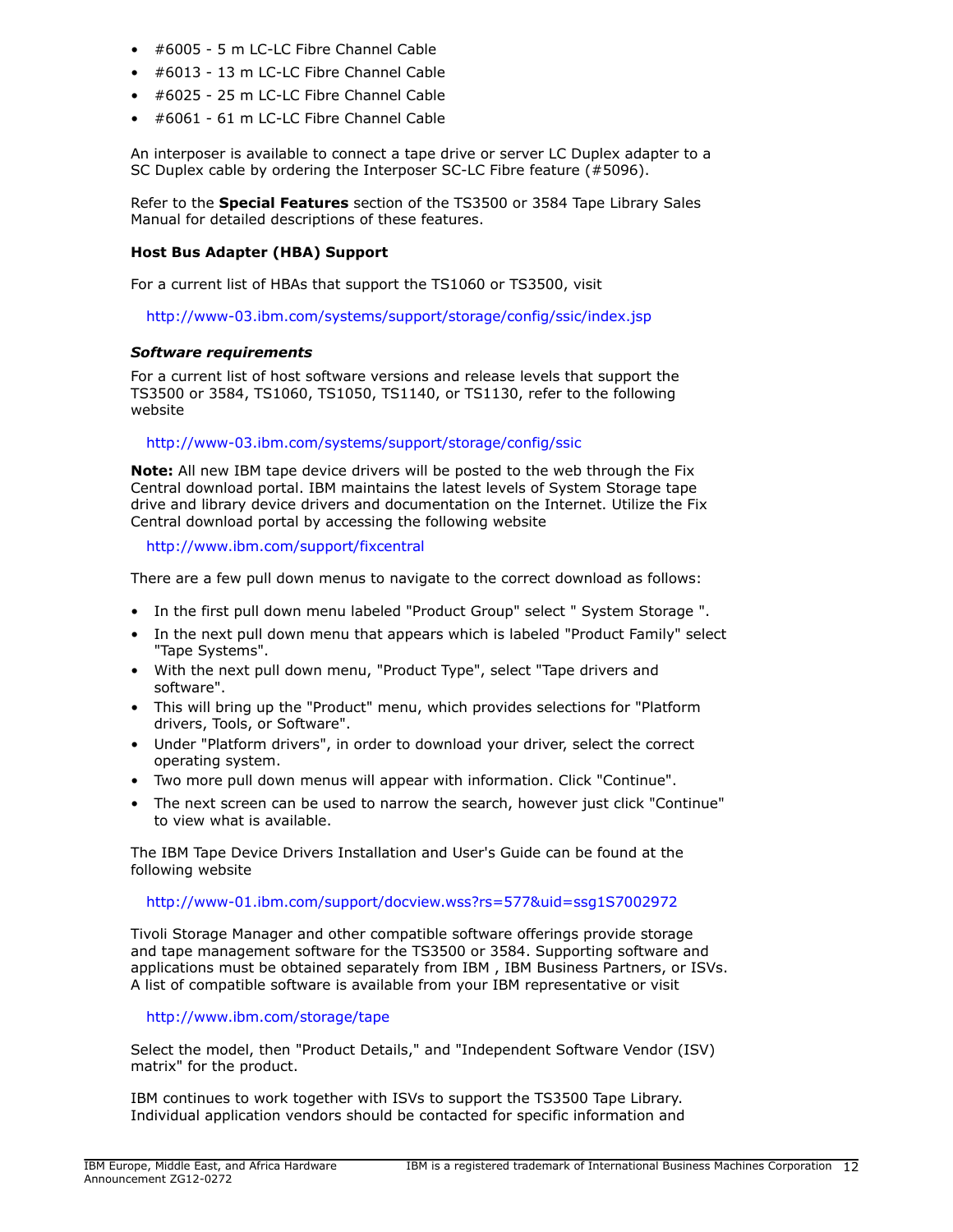- #6005 - 5 m LC-LC Fibre Channel Cable
- #6013 - 13 m LC-LC Fibre Channel Cable
- #6025 - 25 m LC-LC Fibre Channel Cable
- #6061 - 61 m LC-LC Fibre Channel Cable

An interposer is available to connect a tape drive or server LC Duplex adapter to a SC Duplex cable by ordering the Interposer SC-LC Fibre feature (#5096).

Refer to the **Special Features** section of the TS3500 or 3584 Tape Library Sales Manual for detailed descriptions of these features.

**Host Bus Adapter (HBA) Support**

For a current list of HBAs that support the TS1060 or TS3500, visit

http://www-03.ibm.com/systems/support/storage/config/ssic/index.jsp

***Software requirements***

For a current list of host software versions and release levels that support the TS3500 or 3584, TS1060, TS1050, TS1140, or TS1130, refer to the following website

http://www-03.ibm.com/systems/support/storage/config/ssic

**Note:** All new IBM tape device drivers will be posted to the web through the Fix Central download portal. IBM maintains the latest levels of System Storage tape drive and library device drivers and documentation on the Internet. Utilize the Fix Central download portal by accessing the following website

http://www.ibm.com/support/fixcentral

There are a few pull down menus to navigate to the correct download as follows:

- In the first pull down menu labeled "Product Group" select " System Storage ".
- In the next pull down menu that appears which is labeled "Product Family" select "Tape Systems".
- With the next pull down menu, "Product Type", select "Tape drivers and software".
- This will bring up the "Product" menu, which provides selections for "Platform drivers, Tools, or Software".
- Under "Platform drivers", in order to download your driver, select the correct operating system.
- Two more pull down menus will appear with information. Click "Continue".
- The next screen can be used to narrow the search, however just click "Continue" to view what is available.

The IBM Tape Device Drivers Installation and User's Guide can be found at the following website

http://www-01.ibm.com/support/docview.wss?rs=577&uid=ssg1S7002972

Tivoli Storage Manager and other compatible software offerings provide storage and tape management software for the TS3500 or 3584. Supporting software and applications must be obtained separately from IBM , IBM Business Partners, or ISVs. A list of compatible software is available from your IBM representative or visit

http://www.ibm.com/storage/tape

Select the model, then "Product Details," and "Independent Software Vendor (ISV) matrix" for the product.

IBM continues to work together with ISVs to support the TS3500 Tape Library. Individual application vendors should be contacted for specific information and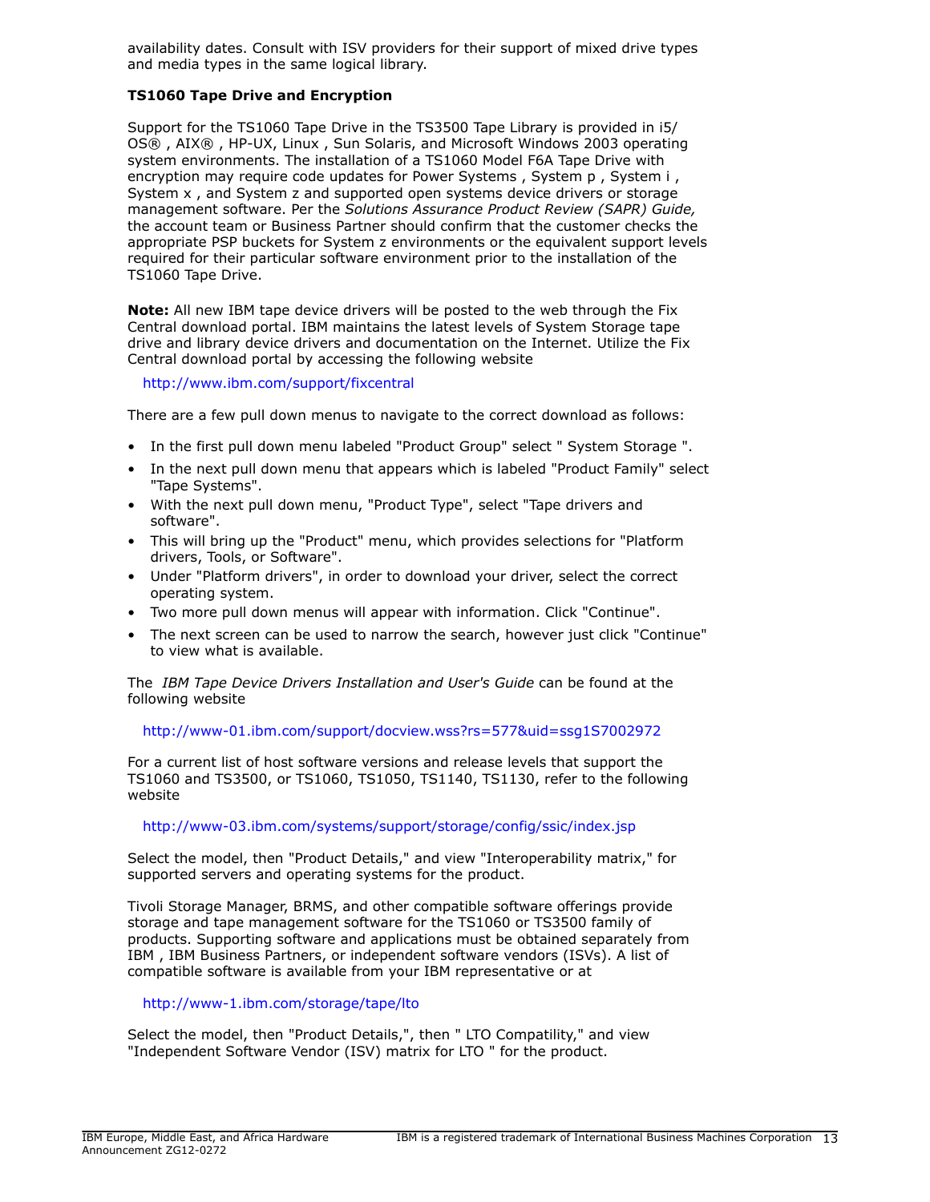availability dates. Consult with ISV providers for their support of mixed drive types and media types in the same logical library.

**TS1060 Tape Drive and Encryption**

Support for the TS1060 Tape Drive in the TS3500 Tape Library is provided in i5/OS® , AIX® , HP-UX, Linux , Sun Solaris, and Microsoft Windows 2003 operating system environments. The installation of a TS1060 Model F6A Tape Drive with encryption may require code updates for Power Systems , System p , System i , System x , and System z and supported open systems device drivers or storage management software. Per the *Solutions Assurance Product Review (SAPR) Guide,* the account team or Business Partner should confirm that the customer checks the appropriate PSP buckets for System z environments or the equivalent support levels required for their particular software environment prior to the installation of the TS1060 Tape Drive.

**Note:** All new IBM tape device drivers will be posted to the web through the Fix Central download portal. IBM maintains the latest levels of System Storage tape drive and library device drivers and documentation on the Internet. Utilize the Fix Central download portal by accessing the following website

http://www.ibm.com/support/fixcentral

There are a few pull down menus to navigate to the correct download as follows:

- In the first pull down menu labeled "Product Group" select " System Storage ".
- In the next pull down menu that appears which is labeled "Product Family" select "Tape Systems".
- With the next pull down menu, "Product Type", select "Tape drivers and software".
- This will bring up the "Product" menu, which provides selections for "Platform drivers, Tools, or Software".
- Under "Platform drivers", in order to download your driver, select the correct operating system.
- Two more pull down menus will appear with information. Click "Continue".
- The next screen can be used to narrow the search, however just click "Continue" to view what is available.

The *IBM Tape Device Drivers Installation and User's Guide* can be found at the following website

http://www-01.ibm.com/support/docview.wss?rs=577&uid=ssg1S7002972

For a current list of host software versions and release levels that support the TS1060 and TS3500, or TS1060, TS1050, TS1140, TS1130, refer to the following website

http://www-03.ibm.com/systems/support/storage/config/ssic/index.jsp

Select the model, then "Product Details," and view "Interoperability matrix," for supported servers and operating systems for the product.

Tivoli Storage Manager, BRMS, and other compatible software offerings provide storage and tape management software for the TS1060 or TS3500 family of products. Supporting software and applications must be obtained separately from IBM , IBM Business Partners, or independent software vendors (ISVs). A list of compatible software is available from your IBM representative or at

http://www-1.ibm.com/storage/tape/lto

Select the model, then "Product Details,", then " LTO Compatility," and view "Independent Software Vendor (ISV) matrix for LTO " for the product.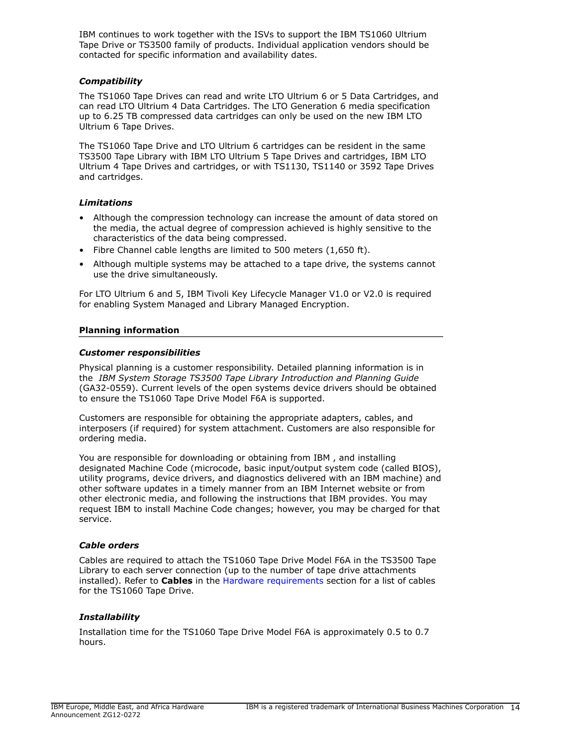IBM continues to work together with the ISVs to support the IBM TS1060 Ultrium Tape Drive or TS3500 family of products. Individual application vendors should be contacted for specific information and availability dates.

### *Compatibility*

The TS1060 Tape Drives can read and write LTO Ultrium 6 or 5 Data Cartridges, and can read LTO Ultrium 4 Data Cartridges. The LTO Generation 6 media specification up to 6.25 TB compressed data cartridges can only be used on the new IBM LTO Ultrium 6 Tape Drives.

The TS1060 Tape Drive and LTO Ultrium 6 cartridges can be resident in the same TS3500 Tape Library with IBM LTO Ultrium 5 Tape Drives and cartridges, IBM LTO Ultrium 4 Tape Drives and cartridges, or with TS1130, TS1140 or 3592 Tape Drives and cartridges.

### *Limitations*

- Although the compression technology can increase the amount of data stored on the media, the actual degree of compression achieved is highly sensitive to the characteristics of the data being compressed.
- Fibre Channel cable lengths are limited to 500 meters (1,650 ft).
- Although multiple systems may be attached to a tape drive, the systems cannot use the drive simultaneously.

For LTO Ultrium 6 and 5, IBM Tivoli Key Lifecycle Manager V1.0 or V2.0 is required for enabling System Managed and Library Managed Encryption.

## Planning information

### *Customer responsibilities*

Physical planning is a customer responsibility. Detailed planning information is in the *IBM System Storage TS3500 Tape Library Introduction and Planning Guide* (GA32-0559). Current levels of the open systems device drivers should be obtained to ensure the TS1060 Tape Drive Model F6A is supported.

Customers are responsible for obtaining the appropriate adapters, cables, and interposers (if required) for system attachment. Customers are also responsible for ordering media.

You are responsible for downloading or obtaining from IBM , and installing designated Machine Code (microcode, basic input/output system code (called BIOS), utility programs, device drivers, and diagnostics delivered with an IBM machine) and other software updates in a timely manner from an IBM Internet website or from other electronic media, and following the instructions that IBM provides. You may request IBM to install Machine Code changes; however, you may be charged for that service.

### *Cable orders*

Cables are required to attach the TS1060 Tape Drive Model F6A in the TS3500 Tape Library to each server connection (up to the number of tape drive attachments installed). Refer to **Cables** in the Hardware requirements section for a list of cables for the TS1060 Tape Drive.

### *Installability*

Installation time for the TS1060 Tape Drive Model F6A is approximately 0.5 to 0.7 hours.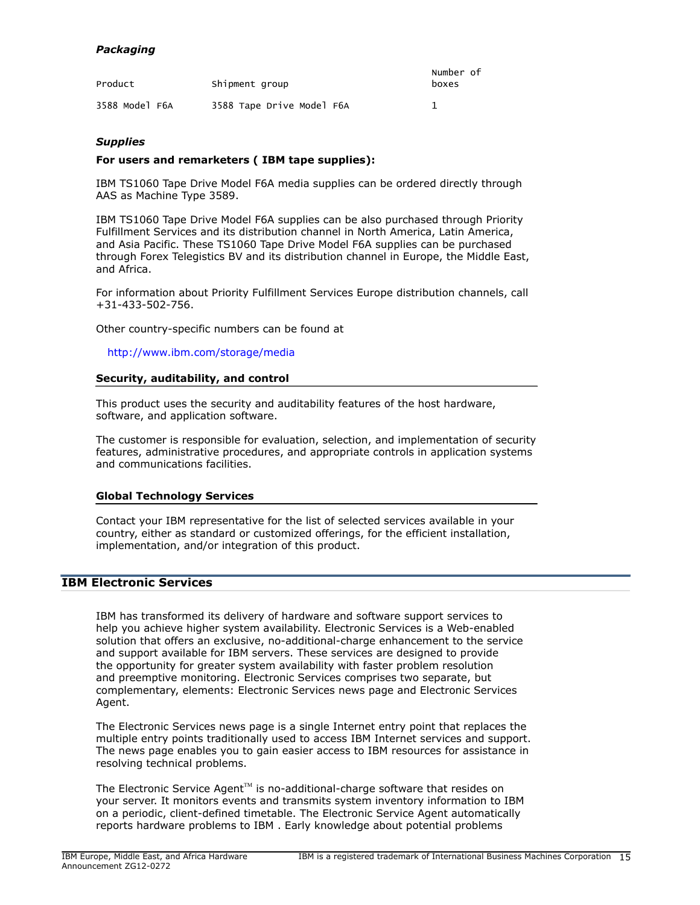### *Packaging*

| Product | Shipment group | Number of boxes |
|---|---|---|
| 3588 Model F6A | 3588 Tape Drive Model F6A | 1 |

### *Supplies*

**For users and remarketers ( IBM tape supplies):**

IBM TS1060 Tape Drive Model F6A media supplies can be ordered directly through AAS as Machine Type 3589.

IBM TS1060 Tape Drive Model F6A supplies can be also purchased through Priority Fulfillment Services and its distribution channel in North America, Latin America, and Asia Pacific. These TS1060 Tape Drive Model F6A supplies can be purchased through Forex Telegistics BV and its distribution channel in Europe, the Middle East, and Africa.

For information about Priority Fulfillment Services Europe distribution channels, call +31-433-502-756.

Other country-specific numbers can be found at

http://www.ibm.com/storage/media

### Security, auditability, and control

This product uses the security and auditability features of the host hardware, software, and application software.

The customer is responsible for evaluation, selection, and implementation of security features, administrative procedures, and appropriate controls in application systems and communications facilities.

### Global Technology Services

Contact your IBM representative for the list of selected services available in your country, either as standard or customized offerings, for the efficient installation, implementation, and/or integration of this product.

## IBM Electronic Services

IBM has transformed its delivery of hardware and software support services to help you achieve higher system availability. Electronic Services is a Web-enabled solution that offers an exclusive, no-additional-charge enhancement to the service and support available for IBM servers. These services are designed to provide the opportunity for greater system availability with faster problem resolution and preemptive monitoring. Electronic Services comprises two separate, but complementary, elements: Electronic Services news page and Electronic Services Agent.

The Electronic Services news page is a single Internet entry point that replaces the multiple entry points traditionally used to access IBM Internet services and support. The news page enables you to gain easier access to IBM resources for assistance in resolving technical problems.

The Electronic Service Agent™ is no-additional-charge software that resides on your server. It monitors events and transmits system inventory information to IBM on a periodic, client-defined timetable. The Electronic Service Agent automatically reports hardware problems to IBM . Early knowledge about potential problems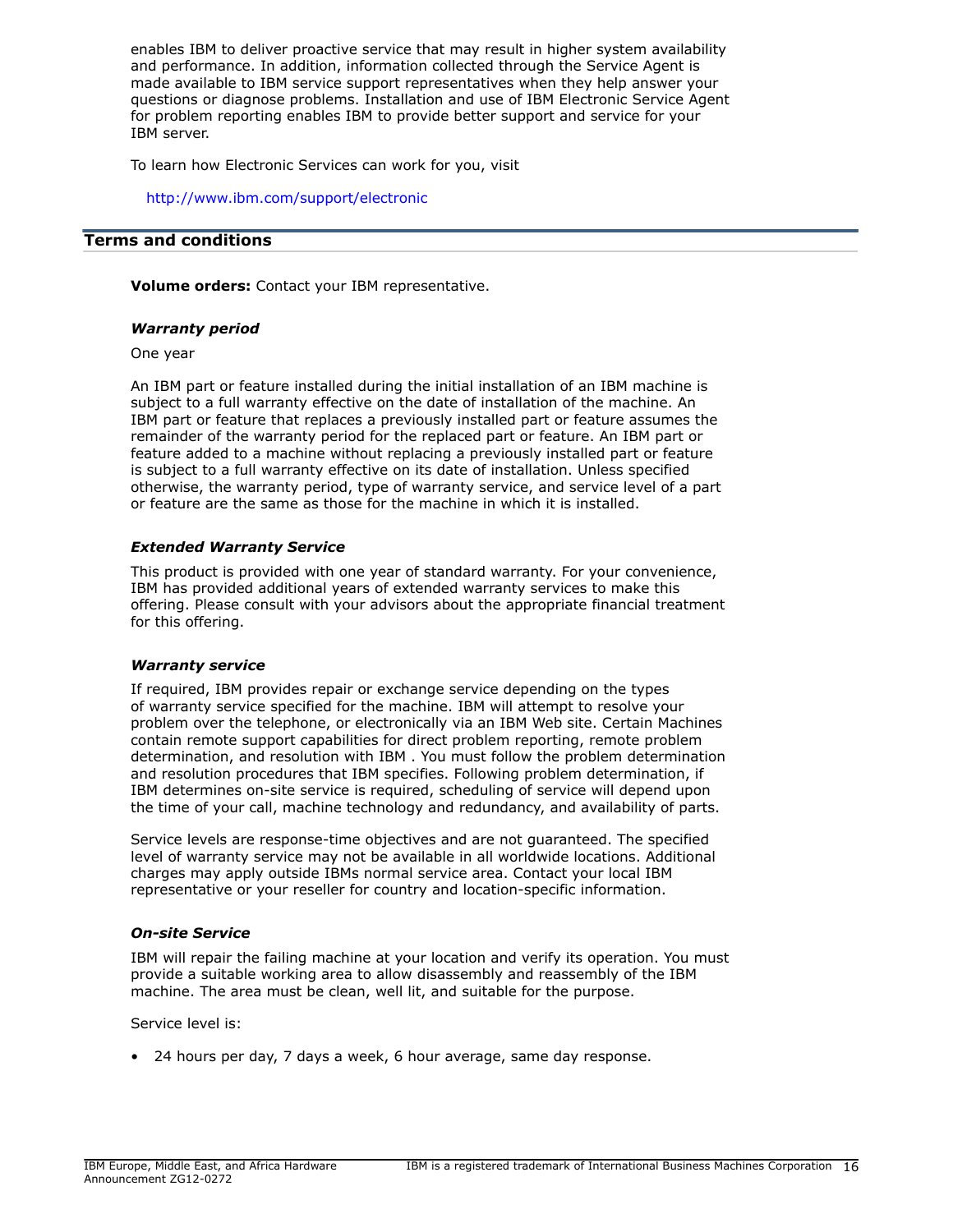enables IBM to deliver proactive service that may result in higher system availability and performance. In addition, information collected through the Service Agent is made available to IBM service support representatives when they help answer your questions or diagnose problems. Installation and use of IBM Electronic Service Agent for problem reporting enables IBM to provide better support and service for your IBM server.

To learn how Electronic Services can work for you, visit

http://www.ibm.com/support/electronic

## Terms and conditions

**Volume orders:** Contact your IBM representative.

### *Warranty period*

One year

An IBM part or feature installed during the initial installation of an IBM machine is subject to a full warranty effective on the date of installation of the machine. An IBM part or feature that replaces a previously installed part or feature assumes the remainder of the warranty period for the replaced part or feature. An IBM part or feature added to a machine without replacing a previously installed part or feature is subject to a full warranty effective on its date of installation. Unless specified otherwise, the warranty period, type of warranty service, and service level of a part or feature are the same as those for the machine in which it is installed.

### *Extended Warranty Service*

This product is provided with one year of standard warranty. For your convenience, IBM has provided additional years of extended warranty services to make this offering. Please consult with your advisors about the appropriate financial treatment for this offering.

### *Warranty service*

If required, IBM provides repair or exchange service depending on the types of warranty service specified for the machine. IBM will attempt to resolve your problem over the telephone, or electronically via an IBM Web site. Certain Machines contain remote support capabilities for direct problem reporting, remote problem determination, and resolution with IBM . You must follow the problem determination and resolution procedures that IBM specifies. Following problem determination, if IBM determines on-site service is required, scheduling of service will depend upon the time of your call, machine technology and redundancy, and availability of parts.

Service levels are response-time objectives and are not guaranteed. The specified level of warranty service may not be available in all worldwide locations. Additional charges may apply outside IBMs normal service area. Contact your local IBM representative or your reseller for country and location-specific information.

### *On-site Service*

IBM will repair the failing machine at your location and verify its operation. You must provide a suitable working area to allow disassembly and reassembly of the IBM machine. The area must be clean, well lit, and suitable for the purpose.

Service level is:

- 24 hours per day, 7 days a week, 6 hour average, same day response.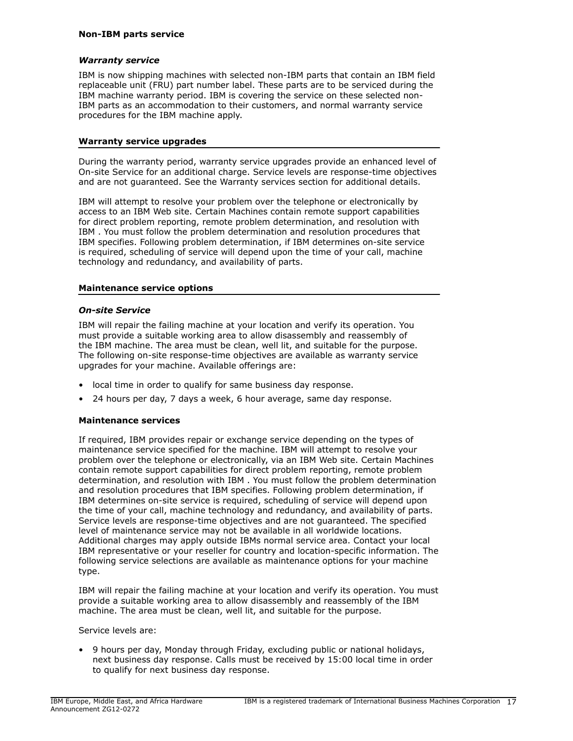**Non-IBM parts service**

***Warranty service***

IBM is now shipping machines with selected non-IBM parts that contain an IBM field replaceable unit (FRU) part number label. These parts are to be serviced during the IBM machine warranty period. IBM is covering the service on these selected non-IBM parts as an accommodation to their customers, and normal warranty service procedures for the IBM machine apply.

## Warranty service upgrades

During the warranty period, warranty service upgrades provide an enhanced level of On-site Service for an additional charge. Service levels are response-time objectives and are not guaranteed. See the Warranty services section for additional details.

IBM will attempt to resolve your problem over the telephone or electronically by access to an IBM Web site. Certain Machines contain remote support capabilities for direct problem reporting, remote problem determination, and resolution with IBM . You must follow the problem determination and resolution procedures that IBM specifies. Following problem determination, if IBM determines on-site service is required, scheduling of service will depend upon the time of your call, machine technology and redundancy, and availability of parts.

## Maintenance service options

***On-site Service***

IBM will repair the failing machine at your location and verify its operation. You must provide a suitable working area to allow disassembly and reassembly of the IBM machine. The area must be clean, well lit, and suitable for the purpose. The following on-site response-time objectives are available as warranty service upgrades for your machine. Available offerings are:

- local time in order to qualify for same business day response.
- 24 hours per day, 7 days a week, 6 hour average, same day response.

**Maintenance services**

If required, IBM provides repair or exchange service depending on the types of maintenance service specified for the machine. IBM will attempt to resolve your problem over the telephone or electronically, via an IBM Web site. Certain Machines contain remote support capabilities for direct problem reporting, remote problem determination, and resolution with IBM . You must follow the problem determination and resolution procedures that IBM specifies. Following problem determination, if IBM determines on-site service is required, scheduling of service will depend upon the time of your call, machine technology and redundancy, and availability of parts. Service levels are response-time objectives and are not guaranteed. The specified level of maintenance service may not be available in all worldwide locations. Additional charges may apply outside IBMs normal service area. Contact your local IBM representative or your reseller for country and location-specific information. The following service selections are available as maintenance options for your machine type.

IBM will repair the failing machine at your location and verify its operation. You must provide a suitable working area to allow disassembly and reassembly of the IBM machine. The area must be clean, well lit, and suitable for the purpose.

Service levels are:

- 9 hours per day, Monday through Friday, excluding public or national holidays, next business day response. Calls must be received by 15:00 local time in order to qualify for next business day response.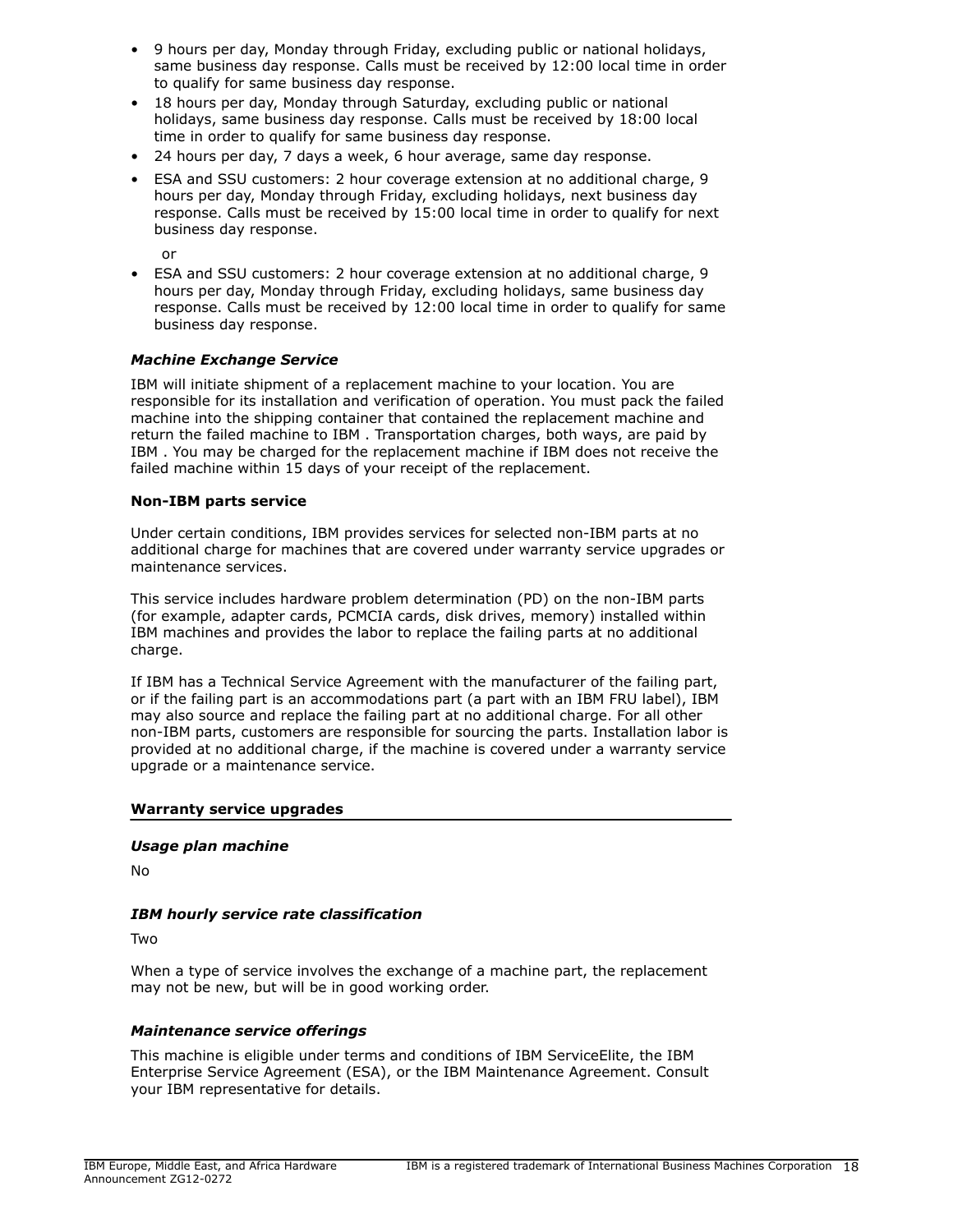- 9 hours per day, Monday through Friday, excluding public or national holidays, same business day response. Calls must be received by 12:00 local time in order to qualify for same business day response.
- 18 hours per day, Monday through Saturday, excluding public or national holidays, same business day response. Calls must be received by 18:00 local time in order to qualify for same business day response.
- 24 hours per day, 7 days a week, 6 hour average, same day response.
- ESA and SSU customers: 2 hour coverage extension at no additional charge, 9 hours per day, Monday through Friday, excluding holidays, next business day response. Calls must be received by 15:00 local time in order to qualify for next business day response.

  or

- ESA and SSU customers: 2 hour coverage extension at no additional charge, 9 hours per day, Monday through Friday, excluding holidays, same business day response. Calls must be received by 12:00 local time in order to qualify for same business day response.

***Machine Exchange Service***

IBM will initiate shipment of a replacement machine to your location. You are responsible for its installation and verification of operation. You must pack the failed machine into the shipping container that contained the replacement machine and return the failed machine to IBM . Transportation charges, both ways, are paid by IBM . You may be charged for the replacement machine if IBM does not receive the failed machine within 15 days of your receipt of the replacement.

**Non-IBM parts service**

Under certain conditions, IBM provides services for selected non-IBM parts at no additional charge for machines that are covered under warranty service upgrades or maintenance services.

This service includes hardware problem determination (PD) on the non-IBM parts (for example, adapter cards, PCMCIA cards, disk drives, memory) installed within IBM machines and provides the labor to replace the failing parts at no additional charge.

If IBM has a Technical Service Agreement with the manufacturer of the failing part, or if the failing part is an accommodations part (a part with an IBM FRU label), IBM may also source and replace the failing part at no additional charge. For all other non-IBM parts, customers are responsible for sourcing the parts. Installation labor is provided at no additional charge, if the machine is covered under a warranty service upgrade or a maintenance service.

## Warranty service upgrades

***Usage plan machine***

No

***IBM hourly service rate classification***

Two

When a type of service involves the exchange of a machine part, the replacement may not be new, but will be in good working order.

***Maintenance service offerings***

This machine is eligible under terms and conditions of IBM ServiceElite, the IBM Enterprise Service Agreement (ESA), or the IBM Maintenance Agreement. Consult your IBM representative for details.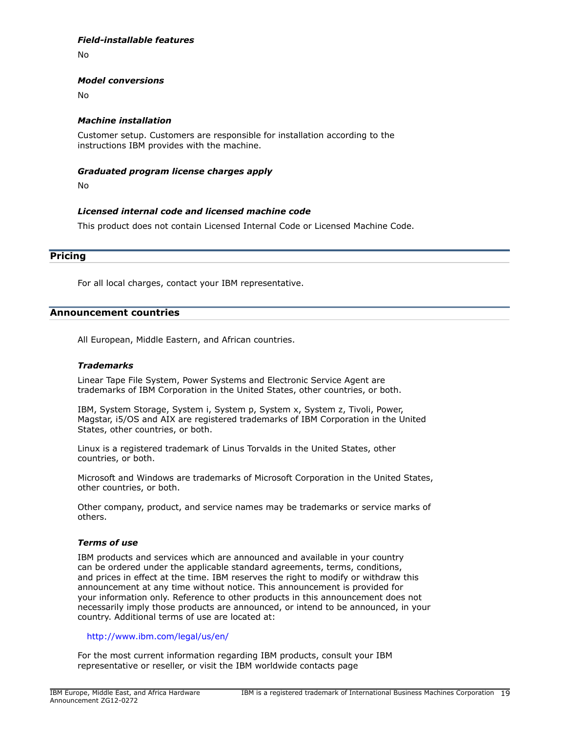### *Field-installable features*

No

### *Model conversions*

No

### *Machine installation*

Customer setup. Customers are responsible for installation according to the instructions IBM provides with the machine.

### *Graduated program license charges apply*

No

### *Licensed internal code and licensed machine code*

This product does not contain Licensed Internal Code or Licensed Machine Code.

## Pricing

For all local charges, contact your IBM representative.

## Announcement countries

All European, Middle Eastern, and African countries.

### *Trademarks*

Linear Tape File System, Power Systems and Electronic Service Agent are trademarks of IBM Corporation in the United States, other countries, or both.

IBM, System Storage, System i, System p, System x, System z, Tivoli, Power, Magstar, i5/OS and AIX are registered trademarks of IBM Corporation in the United States, other countries, or both.

Linux is a registered trademark of Linus Torvalds in the United States, other countries, or both.

Microsoft and Windows are trademarks of Microsoft Corporation in the United States, other countries, or both.

Other company, product, and service names may be trademarks or service marks of others.

### *Terms of use*

IBM products and services which are announced and available in your country can be ordered under the applicable standard agreements, terms, conditions, and prices in effect at the time. IBM reserves the right to modify or withdraw this announcement at any time without notice. This announcement is provided for your information only. Reference to other products in this announcement does not necessarily imply those products are announced, or intend to be announced, in your country. Additional terms of use are located at:

http://www.ibm.com/legal/us/en/

For the most current information regarding IBM products, consult your IBM representative or reseller, or visit the IBM worldwide contacts page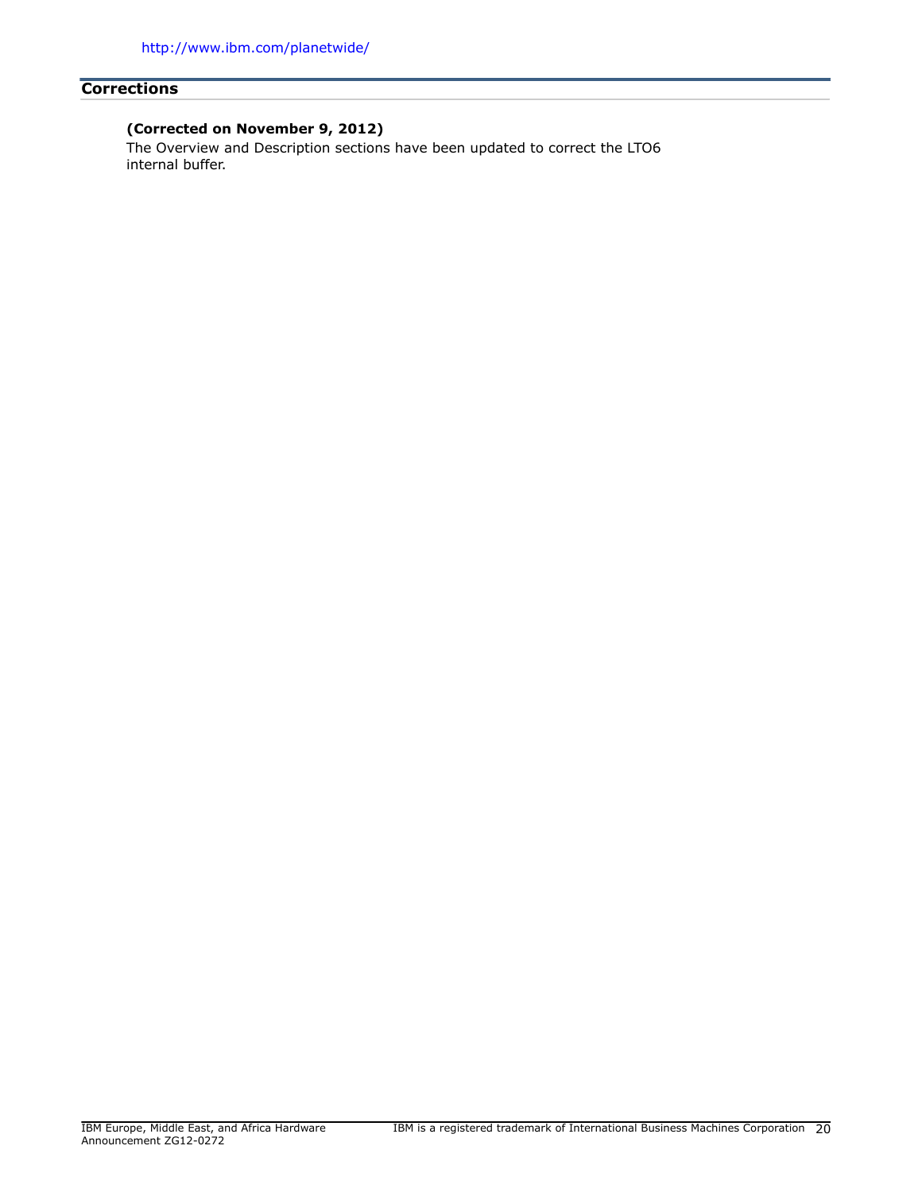http://www.ibm.com/planetwide/

## Corrections

**(Corrected on November 9, 2012)**

The Overview and Description sections have been updated to correct the LTO6 internal buffer.